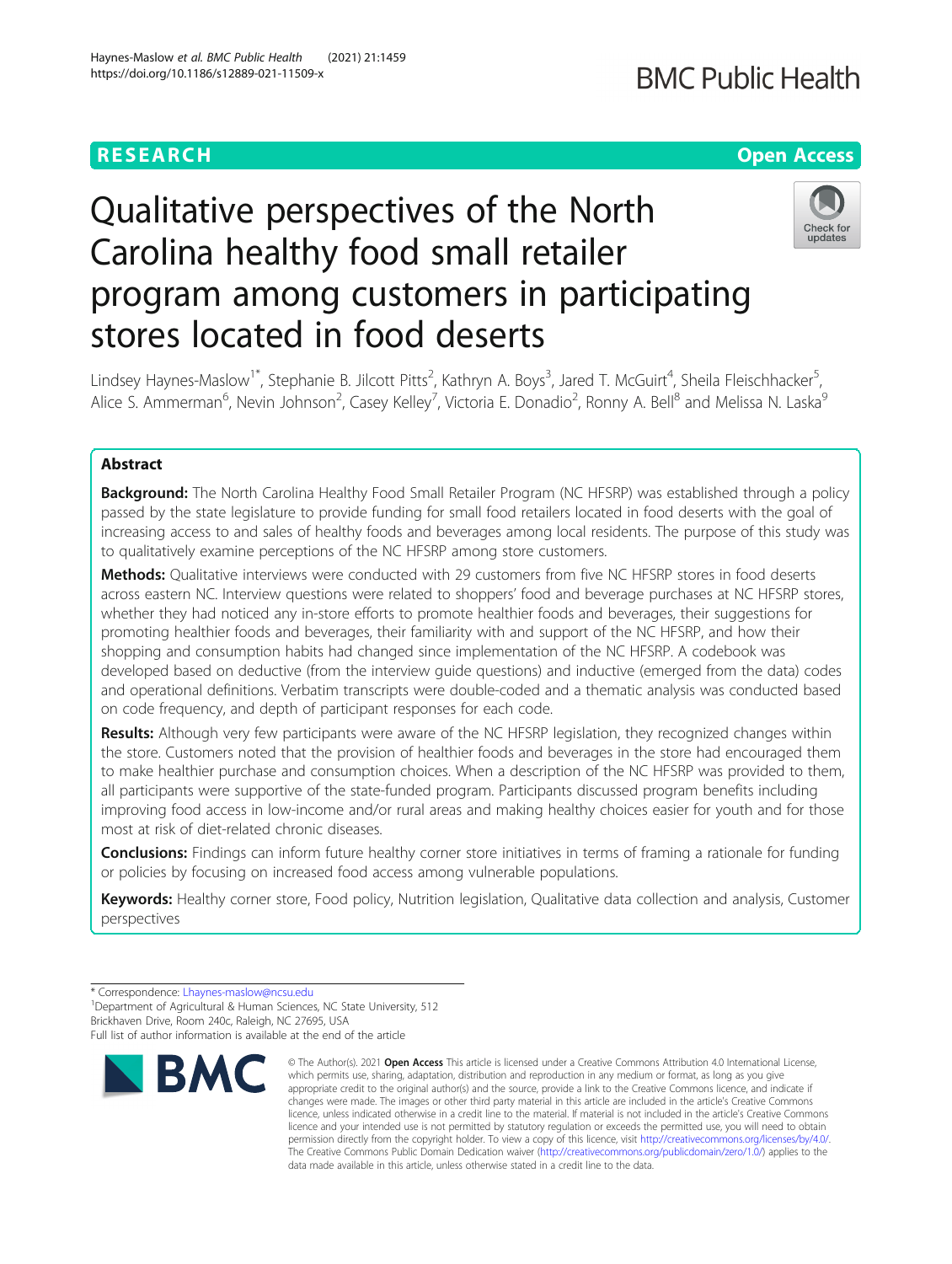RESEARCH

Open Access

# Qualitative perspectives of the North Carolina healthy food small retailer program among customers in participating stores located in food deserts

Lindsey Haynes-Maslow[1*], Stephanie B. Jilcott Pitts[2], Kathryn A. Boys[3], Jared T. McGuirt[4], Sheila Fleischhacker[5], Alice S. Ammerman[6], Nevin Johnson[2], Casey Kelley[7], Victoria E. Donadio[2], Ronny A. Bell[8] and Melissa N. Laska[9]

## Abstract

**Background:** The North Carolina Healthy Food Small Retailer Program (NC HFSRP) was established through a policy passed by the state legislature to provide funding for small food retailers located in food deserts with the goal of increasing access to and sales of healthy foods and beverages among local residents. The purpose of this study was to qualitatively examine perceptions of the NC HFSRP among store customers.

**Methods:** Qualitative interviews were conducted with 29 customers from five NC HFSRP stores in food deserts across eastern NC. Interview questions were related to shoppers' food and beverage purchases at NC HFSRP stores, whether they had noticed any in-store efforts to promote healthier foods and beverages, their suggestions for promoting healthier foods and beverages, their familiarity with and support of the NC HFSRP, and how their shopping and consumption habits had changed since implementation of the NC HFSRP. A codebook was developed based on deductive (from the interview guide questions) and inductive (emerged from the data) codes and operational definitions. Verbatim transcripts were double-coded and a thematic analysis was conducted based on code frequency, and depth of participant responses for each code.

**Results:** Although very few participants were aware of the NC HFSRP legislation, they recognized changes within the store. Customers noted that the provision of healthier foods and beverages in the store had encouraged them to make healthier purchase and consumption choices. When a description of the NC HFSRP was provided to them, all participants were supportive of the state-funded program. Participants discussed program benefits including improving food access in low-income and/or rural areas and making healthy choices easier for youth and for those most at risk of diet-related chronic diseases.

**Conclusions:** Findings can inform future healthy corner store initiatives in terms of framing a rationale for funding or policies by focusing on increased food access among vulnerable populations.

**Keywords:** Healthy corner store, Food policy, Nutrition legislation, Qualitative data collection and analysis, Customer perspectives

\* Correspondence: Lhaynes-maslow@ncsu.edu
[1]Department of Agricultural & Human Sciences, NC State University, 512 Brickhaven Drive, Room 240c, Raleigh, NC 27695, USA
Full list of author information is available at the end of the article

© The Author(s). 2021 **Open Access** This article is licensed under a Creative Commons Attribution 4.0 International License, which permits use, sharing, adaptation, distribution and reproduction in any medium or format, as long as you give appropriate credit to the original author(s) and the source, provide a link to the Creative Commons licence, and indicate if changes were made. The images or other third party material in this article are included in the article's Creative Commons licence, unless indicated otherwise in a credit line to the material. If material is not included in the article's Creative Commons licence and your intended use is not permitted by statutory regulation or exceeds the permitted use, you will need to obtain permission directly from the copyright holder. To view a copy of this licence, visit http://creativecommons.org/licenses/by/4.0/. The Creative Commons Public Domain Dedication waiver (http://creativecommons.org/publicdomain/zero/1.0/) applies to the data made available in this article, unless otherwise stated in a credit line to the data.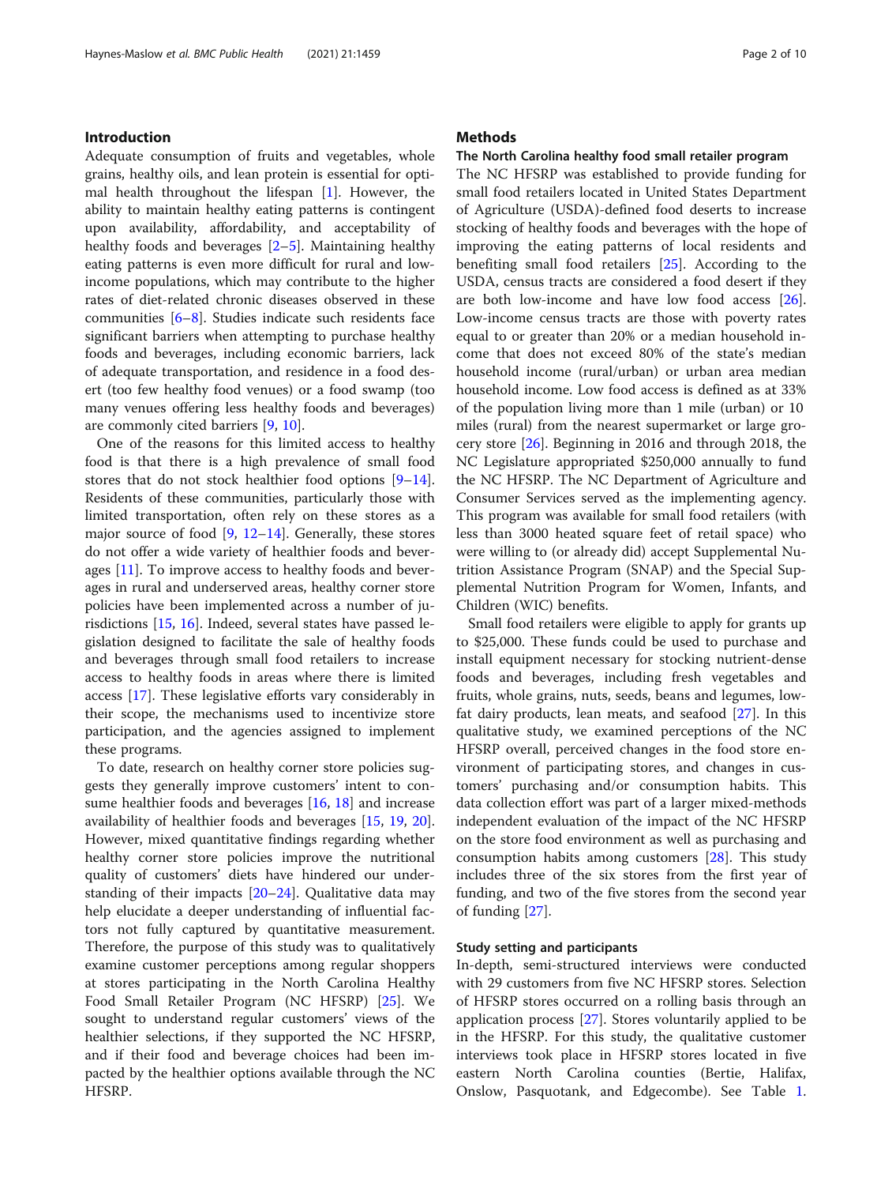## Introduction

Adequate consumption of fruits and vegetables, whole grains, healthy oils, and lean protein is essential for optimal health throughout the lifespan [1]. However, the ability to maintain healthy eating patterns is contingent upon availability, affordability, and acceptability of healthy foods and beverages [2–5]. Maintaining healthy eating patterns is even more difficult for rural and low-income populations, which may contribute to the higher rates of diet-related chronic diseases observed in these communities [6–8]. Studies indicate such residents face significant barriers when attempting to purchase healthy foods and beverages, including economic barriers, lack of adequate transportation, and residence in a food desert (too few healthy food venues) or a food swamp (too many venues offering less healthy foods and beverages) are commonly cited barriers [9, 10].

One of the reasons for this limited access to healthy food is that there is a high prevalence of small food stores that do not stock healthier food options [9–14]. Residents of these communities, particularly those with limited transportation, often rely on these stores as a major source of food [9, 12–14]. Generally, these stores do not offer a wide variety of healthier foods and beverages [11]. To improve access to healthy foods and beverages in rural and underserved areas, healthy corner store policies have been implemented across a number of jurisdictions [15, 16]. Indeed, several states have passed legislation designed to facilitate the sale of healthy foods and beverages through small food retailers to increase access to healthy foods in areas where there is limited access [17]. These legislative efforts vary considerably in their scope, the mechanisms used to incentivize store participation, and the agencies assigned to implement these programs.

To date, research on healthy corner store policies suggests they generally improve customers' intent to consume healthier foods and beverages [16, 18] and increase availability of healthier foods and beverages [15, 19, 20]. However, mixed quantitative findings regarding whether healthy corner store policies improve the nutritional quality of customers' diets have hindered our understanding of their impacts [20–24]. Qualitative data may help elucidate a deeper understanding of influential factors not fully captured by quantitative measurement. Therefore, the purpose of this study was to qualitatively examine customer perceptions among regular shoppers at stores participating in the North Carolina Healthy Food Small Retailer Program [25]. We sought to understand regular customers' views of the healthier selections, if they supported the NC HFSRP, and if their food and beverage choices had been impacted by the healthier options available through the NC HFSRP.

## Methods

### The North Carolina healthy food small retailer program

The NC HFSRP was established to provide funding for small food retailers located in United States Department of Agriculture (USDA)-defined food deserts to increase stocking of healthy foods and beverages with the hope of improving the eating patterns of local residents and benefiting small food retailers [25]. According to the USDA, census tracts are considered a food desert if they are both low-income and have low food access [26]. Low-income census tracts are those with poverty rates equal to or greater than 20% or a median household income that does not exceed 80% of the state's median household income (rural/urban) or urban area median household income. Low food access is defined as at 33% of the population living more than 1 mile (urban) or 10 miles (rural) from the nearest supermarket or large grocery store [26]. Beginning in 2016 and through 2018, the NC Legislature appropriated $250,000 annually to fund the NC HFSRP. The NC Department of Agriculture and Consumer Services served as the implementing agency. This program was available for small food retailers (with less than 3000 heated square feet of retail space) who were willing to (or already did) accept Supplemental Nutrition Assistance Program (SNAP) and the Special Supplemental Nutrition Program for Women, Infants, and Children (WIC) benefits.

Small food retailers were eligible to apply for grants up to $25,000. These funds could be used to purchase and install equipment necessary for stocking nutrient-dense foods and beverages, including fresh vegetables and fruits, whole grains, nuts, seeds, beans and legumes, low-fat dairy products, lean meats, and seafood [27]. In this qualitative study, we examined perceptions of the NC HFSRP overall, perceived changes in the food store environment of participating stores, and changes in customers' purchasing and/or consumption habits. This data collection effort was part of a larger mixed-methods independent evaluation of the impact of the NC HFSRP on the store food environment as well as purchasing and consumption habits among customers [28]. This study includes three of the six stores from the first year of funding, and two of the five stores from the second year of funding [27].

### Study setting and participants

In-depth, semi-structured interviews were conducted with 29 customers from five NC HFSRP stores. Selection of HFSRP stores occurred on a rolling basis through an application process [27]. Stores voluntarily applied to be in the HFSRP. For this study, the qualitative customer interviews took place in HFSRP stores located in five eastern North Carolina counties (Bertie, Halifax, Onslow, Pasquotank, and Edgecombe). See Table 1.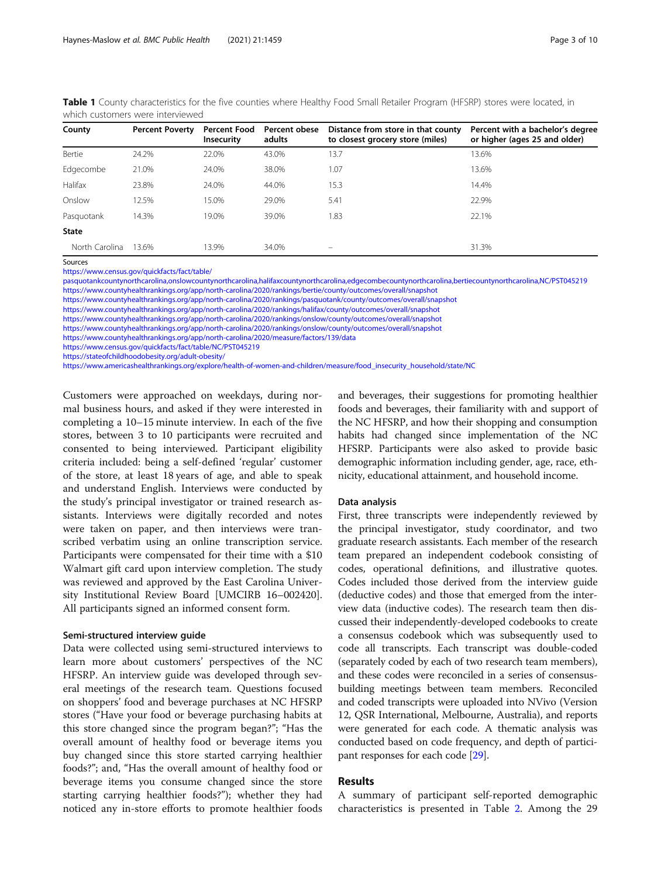**Table 1** County characteristics for the five counties where Healthy Food Small Retailer Program (HFSRP) stores were located, in which customers were interviewed

| County | Percent Poverty | Percent Food Insecurity | Percent obese adults | Distance from store in that county to closest grocery store (miles) | Percent with a bachelor's degree or higher (ages 25 and older) |
|---|---|---|---|---|---|
| Bertie | 24.2% | 22.0% | 43.0% | 13.7 | 13.6% |
| Edgecombe | 21.0% | 24.0% | 38.0% | 1.07 | 13.6% |
| Halifax | 23.8% | 24.0% | 44.0% | 15.3 | 14.4% |
| Onslow | 12.5% | 15.0% | 29.0% | 5.41 | 22.9% |
| Pasquotank | 14.3% | 19.0% | 39.0% | 1.83 | 22.1% |
| **State** | | | | | |
| North Carolina | 13.6% | 13.9% | 34.0% | – | 31.3% |

Sources
https://www.census.gov/quickfacts/fact/table/pasquotankcountynorthcarolina,onslowcountynorthcarolina,halifaxcountynorthcarolina,edgecombecountynorthcarolina,bertiecountynorthcarolina,NC/PST045219
https://www.countyhealthrankings.org/app/north-carolina/2020/rankings/bertie/county/outcomes/overall/snapshot
https://www.countyhealthrankings.org/app/north-carolina/2020/rankings/pasquotank/county/outcomes/overall/snapshot
https://www.countyhealthrankings.org/app/north-carolina/2020/rankings/halifax/county/outcomes/overall/snapshot
https://www.countyhealthrankings.org/app/north-carolina/2020/rankings/onslow/county/outcomes/overall/snapshot
https://www.countyhealthrankings.org/app/north-carolina/2020/rankings/onslow/county/outcomes/overall/snapshot
https://www.countyhealthrankings.org/app/north-carolina/2020/measure/factors/139/data
https://www.census.gov/quickfacts/fact/table/NC/PST045219
https://stateofchildhoodobesity.org/adult-obesity/
https://www.americashealthrankings.org/explore/health-of-women-and-children/measure/food_insecurity_household/state/NC

Customers were approached on weekdays, during normal business hours, and asked if they were interested in completing a 10–15 minute interview. In each of the five stores, between 3 to 10 participants were recruited and consented to being interviewed. Participant eligibility criteria included: being a self-defined 'regular' customer of the store, at least 18 years of age, and able to speak and understand English. Interviews were conducted by the study's principal investigator or trained research assistants. Interviews were digitally recorded and notes were taken on paper, and then interviews were transcribed verbatim using an online transcription service. Participants were compensated for their time with a $10 Walmart gift card upon interview completion. The study was reviewed and approved by the East Carolina University Institutional Review Board [UMCIRB 16–002420]. All participants signed an informed consent form.

### Semi-structured interview guide

Data were collected using semi-structured interviews to learn more about customers' perspectives of the NC HFSRP. An interview guide was developed through several meetings of the research team. Questions focused on shoppers' food and beverage purchases at NC HFSRP stores ("Have your food or beverage purchasing habits at this store changed since the program began?"; "Has the overall amount of healthy food or beverage items you buy changed since this store started carrying healthier foods?"; and, "Has the overall amount of healthy food or beverage items you consume changed since the store starting carrying healthier foods?"); whether they had noticed any in-store efforts to promote healthier foods and beverages, their suggestions for promoting healthier foods and beverages, their familiarity with and support of the NC HFSRP, and how their shopping and consumption habits had changed since implementation of the NC HFSRP. Participants were also asked to provide basic demographic information including gender, age, race, ethnicity, educational attainment, and household income.

### Data analysis

First, three transcripts were independently reviewed by the principal investigator, study coordinator, and two graduate research assistants. Each member of the research team prepared an independent codebook consisting of codes, operational definitions, and illustrative quotes. Codes included those derived from the interview guide (deductive codes) and those that emerged from the interview data (inductive codes). The research team then discussed their independently-developed codebooks to create a consensus codebook which was subsequently used to code all transcripts. Each transcript was double-coded (separately coded by each of two research team members), and these codes were reconciled in a series of consensus-building meetings between team members. Reconciled and coded transcripts were uploaded into NVivo (Version 12, QSR International, Melbourne, Australia), and reports were generated for each code. A thematic analysis was conducted based on code frequency, and depth of participant responses for each code [29].

## Results

A summary of participant self-reported demographic characteristics is presented in Table 2. Among the 29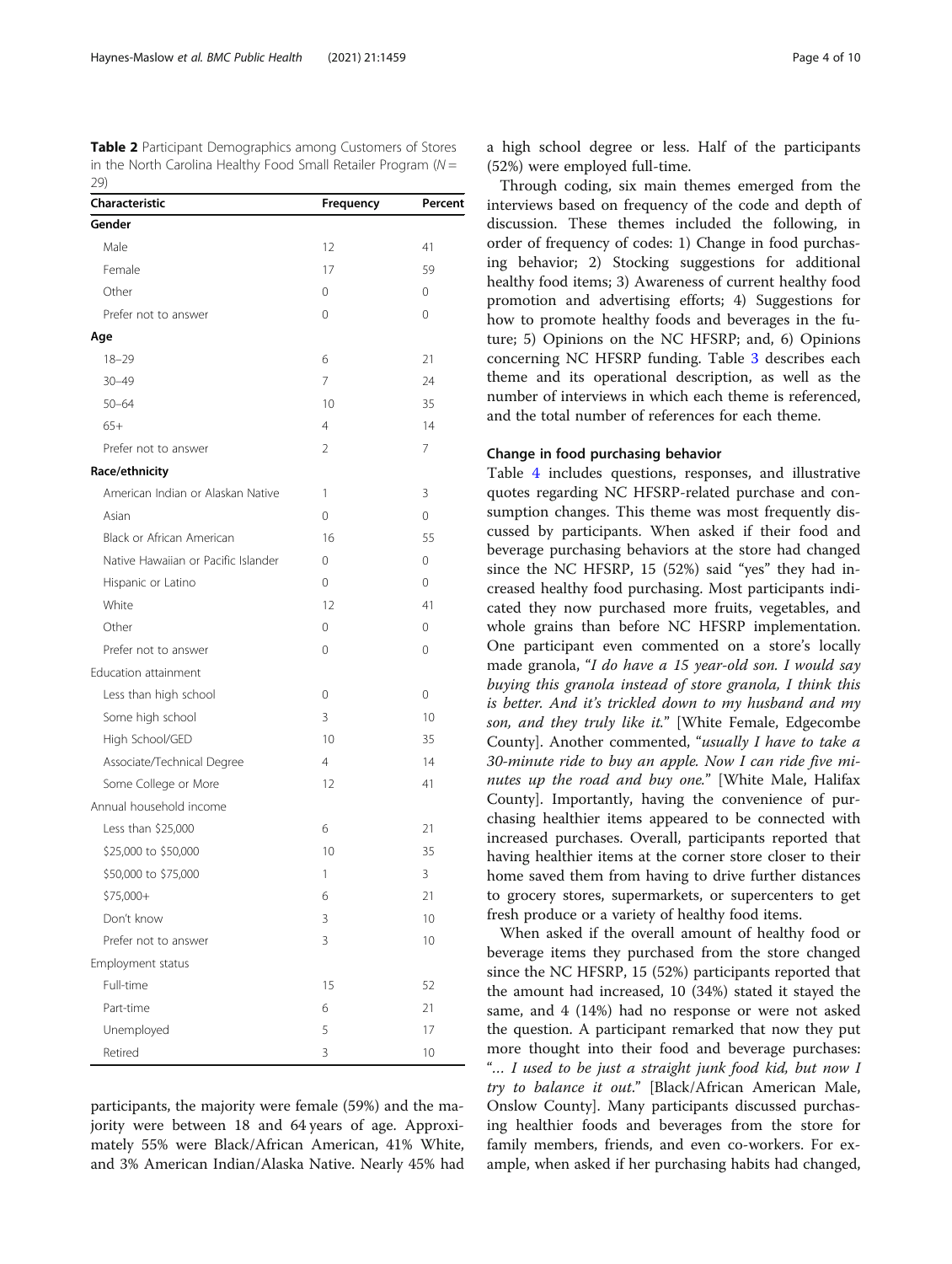**Table 2** Participant Demographics among Customers of Stores in the North Carolina Healthy Food Small Retailer Program (N = 29)

| Characteristic | Frequency | Percent |
|---|---|---|
| **Gender** | | |
| Male | 12 | 41 |
| Female | 17 | 59 |
| Other | 0 | 0 |
| Prefer not to answer | 0 | 0 |
| **Age** | | |
| 18–29 | 6 | 21 |
| 30–49 | 7 | 24 |
| 50–64 | 10 | 35 |
| 65+ | 4 | 14 |
| Prefer not to answer | 2 | 7 |
| **Race/ethnicity** | | |
| American Indian or Alaskan Native | 1 | 3 |
| Asian | 0 | 0 |
| Black or African American | 16 | 55 |
| Native Hawaiian or Pacific Islander | 0 | 0 |
| Hispanic or Latino | 0 | 0 |
| White | 12 | 41 |
| Other | 0 | 0 |
| Prefer not to answer | 0 | 0 |
| Education attainment | | |
| Less than high school | 0 | 0 |
| Some high school | 3 | 10 |
| High School/GED | 10 | 35 |
| Associate/Technical Degree | 4 | 14 |
| Some College or More | 12 | 41 |
| Annual household income | | |
| Less than $25,000 | 6 | 21 |
| $25,000 to $50,000 | 10 | 35 |
| $50,000 to $75,000 | 1 | 3 |
| $75,000+ | 6 | 21 |
| Don't know | 3 | 10 |
| Prefer not to answer | 3 | 10 |
| Employment status | | |
| Full-time | 15 | 52 |
| Part-time | 6 | 21 |
| Unemployed | 5 | 17 |
| Retired | 3 | 10 |

participants, the majority were female (59%) and the majority were between 18 and 64 years of age. Approximately 55% were Black/African American, 41% White, and 3% American Indian/Alaska Native. Nearly 45% had a high school degree or less. Half of the participants (52%) were employed full-time.

Through coding, six main themes emerged from the interviews based on frequency of the code and depth of discussion. These themes included the following, in order of frequency of codes: 1) Change in food purchasing behavior; 2) Stocking suggestions for additional healthy food items; 3) Awareness of current healthy food promotion and advertising efforts; 4) Suggestions for how to promote healthy foods and beverages in the future; 5) Opinions on the NC HFSRP; and, 6) Opinions concerning NC HFSRP funding. Table 3 describes each theme and its operational description, as well as the number of interviews in which each theme is referenced, and the total number of references for each theme.

### Change in food purchasing behavior

Table 4 includes questions, responses, and illustrative quotes regarding NC HFSRP-related purchase and consumption changes. This theme was most frequently discussed by participants. When asked if their food and beverage purchasing behaviors at the store had changed since the NC HFSRP, 15 (52%) said "yes" they had increased healthy food purchasing. Most participants indicated they now purchased more fruits, vegetables, and whole grains than before NC HFSRP implementation. One participant even commented on a store's locally made granola, "*I do have a 15 year-old son. I would say buying this granola instead of store granola, I think this is better. And it's trickled down to my husband and my son, and they truly like it.*" [White Female, Edgecombe County]. Another commented, "*usually I have to take a 30-minute ride to buy an apple. Now I can ride five minutes up the road and buy one.*" [White Male, Halifax County]. Importantly, having the convenience of purchasing healthier items appeared to be connected with increased purchases. Overall, participants reported that having healthier items at the corner store closer to their home saved them from having to drive further distances to grocery stores, supermarkets, or supercenters to get fresh produce or a variety of healthy food items.

When asked if the overall amount of healthy food or beverage items they purchased from the store changed since the NC HFSRP, 15 (52%) participants reported that the amount had increased, 10 (34%) stated it stayed the same, and 4 (14%) had no response or were not asked the question. A participant remarked that now they put more thought into their food and beverage purchases: "*… I used to be just a straight junk food kid, but now I try to balance it out.*" [Black/African American Male, Onslow County]. Many participants discussed purchasing healthier foods and beverages from the store for family members, friends, and even co-workers. For example, when asked if her purchasing habits had changed,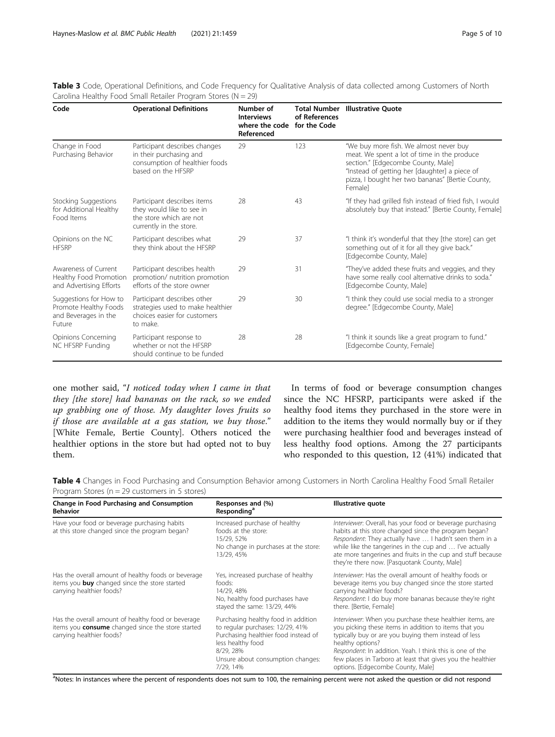**Table 3** Code, Operational Definitions, and Code Frequency for Qualitative Analysis of data collected among Customers of North Carolina Healthy Food Small Retailer Program Stores (N = 29)

| Code | Operational Definitions | Number of Interviews where the code Referenced | Total Number of References for the Code | Illustrative Quote |
|---|---|---|---|---|
| Change in Food Purchasing Behavior | Participant describes changes in their purchasing and consumption of healthier foods based on the HFSRP | 29 | 123 | "We buy more fish. We almost never buy meat. We spent a lot of time in the produce section." [Edgecombe County, Male] "Instead of getting her [daughter] a piece of pizza, I bought her two bananas" [Bertie County, Female] |
| Stocking Suggestions for Additional Healthy Food Items | Participant describes items they would like to see in the store which are not currently in the store. | 28 | 43 | "If they had grilled fish instead of fried fish, I would absolutely buy that instead." [Bertie County, Female] |
| Opinions on the NC HFSRP | Participant describes what they think about the HFSRP | 29 | 37 | "I think it's wonderful that they [the store] can get something out of it for all they give back." [Edgecombe County, Male] |
| Awareness of Current Healthy Food Promotion and Advertising Efforts | Participant describes health promotion/ nutrition promotion efforts of the store owner | 29 | 31 | "They've added these fruits and veggies, and they have some really cool alternative drinks to soda." [Edgecombe County, Male] |
| Suggestions for How to Promote Healthy Foods and Beverages in the Future | Participant describes other strategies used to make healthier choices easier for customers to make. | 29 | 30 | "I think they could use social media to a stronger degree." [Edgecombe County, Male] |
| Opinions Concerning NC HFSRP Funding | Participant response to whether or not the HFSRP should continue to be funded | 28 | 28 | "I think it sounds like a great program to fund." [Edgecombe County, Female] |

one mother said, "*I noticed today when I came in that they [the store] had bananas on the rack, so we ended up grabbing one of those. My daughter loves fruits so if those are available at a gas station, we buy those*." [White Female, Bertie County]. Others noticed the healthier options in the store but had opted not to buy them.

In terms of food or beverage consumption changes since the NC HFSRP, participants were asked if the healthy food items they purchased in the store were in addition to the items they would normally buy or if they were purchasing healthier food and beverages instead of less healthy food options. Among the 27 participants who responded to this question, 12 (41%) indicated that

**Table 4** Changes in Food Purchasing and Consumption Behavior among Customers in North Carolina Healthy Food Small Retailer Program Stores (n = 29 customers in 5 stores)

| Change in Food Purchasing and Consumption Behavior | Responses and (%) Responding[a] | Illustrative quote |
|---|---|---|
| Have your food or beverage purchasing habits at this store changed since the program began? | Increased purchase of healthy foods at the store: 15/29, 52%<br>No change in purchases at the store: 13/29, 45% | *Interviewer*: Overall, has your food or beverage purchasing habits at this store changed since the program began?<br>*Respondent*: They actually have … I hadn't seen them in a while like the tangerines in the cup and … I've actually ate more tangerines and fruits in the cup and stuff because they're there now. [Pasquotank County, Male] |
| Has the overall amount of healthy foods or beverage items you **buy** changed since the store started carrying healthier foods? | Yes, increased purchase of healthy foods: 14/29, 48%<br>No, healthy food purchases have stayed the same: 13/29, 44% | *Interviewer*: Has the overall amount of healthy foods or beverage items you buy changed since the store started carrying healthier foods?<br>*Respondent*: I do buy more bananas because they're right there. [Bertie, Female] |
| Has the overall amount of healthy food or beverage items you **consume** changed since the store started carrying healthier foods? | Purchasing healthy food in addition to regular purchases: 12/29, 41%<br>Purchasing healthier food instead of less healthy food 8/29, 28%<br>Unsure about consumption changes: 7/29, 14% | *Interviewer*: When you purchase these healthier items, are you picking these items in addition to items that you typically buy or are you buying them instead of less healthy options?<br>*Respondent*: In addition. Yeah. I think this is one of the few places in Tarboro at least that gives you the healthier options. [Edgecombe County, Male] |

[a]Notes: In instances where the percent of respondents does not sum to 100, the remaining percent were not asked the question or did not respond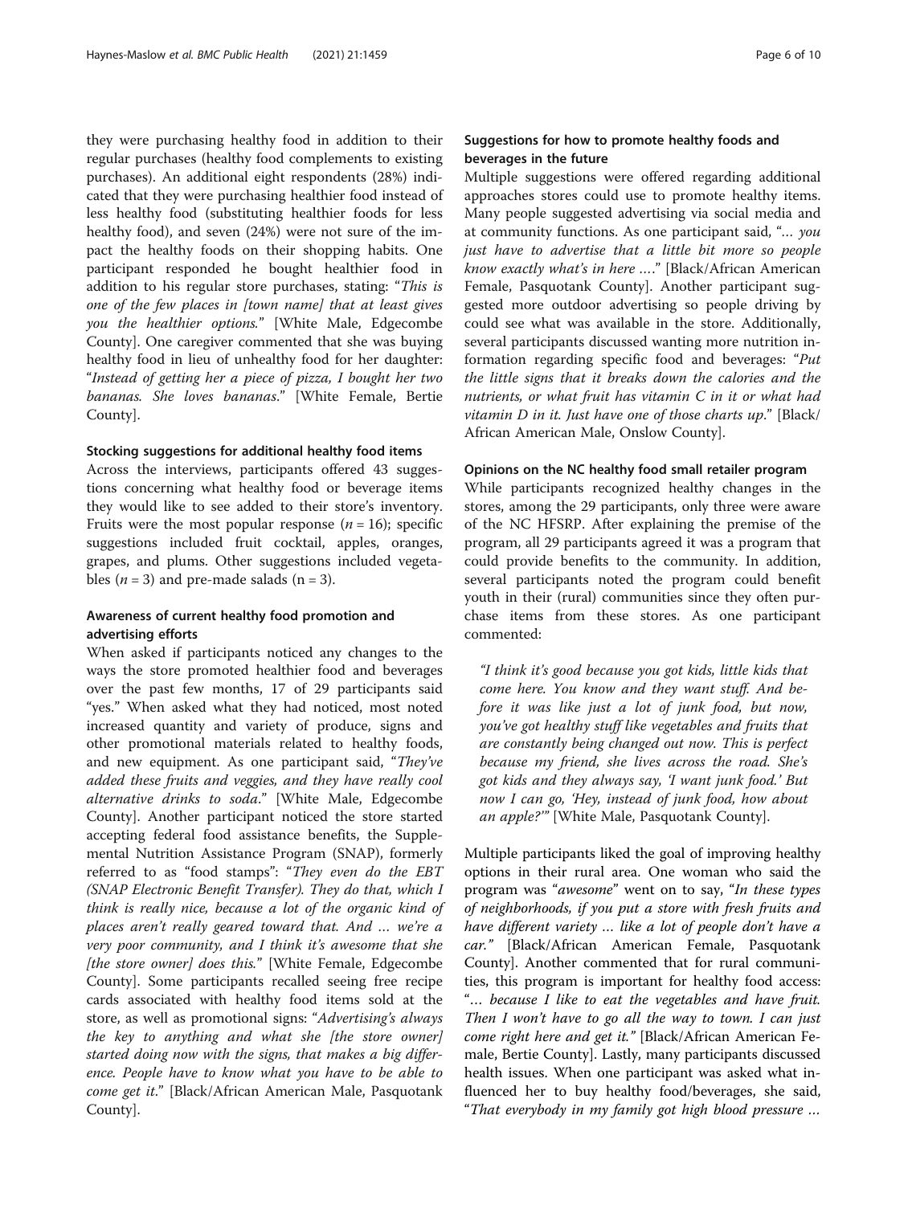they were purchasing healthy food in addition to their regular purchases (healthy food complements to existing purchases). An additional eight respondents (28%) indicated that they were purchasing healthier food instead of less healthy food (substituting healthier foods for less healthy food), and seven (24%) were not sure of the impact the healthy foods on their shopping habits. One participant responded he bought healthier food in addition to his regular store purchases, stating: "*This is one of the few places in [town name] that at least gives you the healthier options.*" [White Male, Edgecombe County]. One caregiver commented that she was buying healthy food in lieu of unhealthy food for her daughter: "*Instead of getting her a piece of pizza, I bought her two bananas. She loves bananas*." [White Female, Bertie County].

#### Stocking suggestions for additional healthy food items

Across the interviews, participants offered 43 suggestions concerning what healthy food or beverage items they would like to see added to their store's inventory. Fruits were the most popular response ($n = 16$); specific suggestions included fruit cocktail, apples, oranges, grapes, and plums. Other suggestions included vegetables ($n = 3$) and pre-made salads ($n = 3$).

### Awareness of current healthy food promotion and advertising efforts

When asked if participants noticed any changes to the ways the store promoted healthier food and beverages over the past few months, 17 of 29 participants said "yes." When asked what they had noticed, most noted increased quantity and variety of produce, signs and other promotional materials related to healthy foods, and new equipment. As one participant said, "*They've added these fruits and veggies, and they have really cool alternative drinks to soda*." [White Male, Edgecombe County]. Another participant noticed the store started accepting federal food assistance benefits, the Supplemental Nutrition Assistance Program (SNAP), formerly referred to as "food stamps": "*They even do the EBT (SNAP Electronic Benefit Transfer). They do that, which I think is really nice, because a lot of the organic kind of places aren't really geared toward that. And … we're a very poor community, and I think it's awesome that she [the store owner] does this.*" [White Female, Edgecombe County]. Some participants recalled seeing free recipe cards associated with healthy food items sold at the store, as well as promotional signs: "*Advertising's always the key to anything and what she [the store owner] started doing now with the signs, that makes a big difference. People have to know what you have to be able to come get it*." [Black/African American Male, Pasquotank County].

### Suggestions for how to promote healthy foods and beverages in the future

Multiple suggestions were offered regarding additional approaches stores could use to promote healthy items. Many people suggested advertising via social media and at community functions. As one participant said, "*… you just have to advertise that a little bit more so people know exactly what's in here ….*" [Black/African American Female, Pasquotank County]. Another participant suggested more outdoor advertising so people driving by could see what was available in the store. Additionally, several participants discussed wanting more nutrition information regarding specific food and beverages: "*Put the little signs that it breaks down the calories and the nutrients, or what fruit has vitamin C in it or what had vitamin D in it. Just have one of those charts up*." [Black/African American Male, Onslow County].

#### Opinions on the NC healthy food small retailer program

While participants recognized healthy changes in the stores, among the 29 participants, only three were aware of the NC HFSRP. After explaining the premise of the program, all 29 participants agreed it was a program that could provide benefits to the community. In addition, several participants noted the program could benefit youth in their (rural) communities since they often purchase items from these stores. As one participant commented:

> *"I think it's good because you got kids, little kids that come here. You know and they want stuff. And before it was like just a lot of junk food, but now, you've got healthy stuff like vegetables and fruits that are constantly being changed out now. This is perfect because my friend, she lives across the road. She's got kids and they always say, 'I want junk food.' But now I can go, 'Hey, instead of junk food, how about an apple?'"* [White Male, Pasquotank County].

Multiple participants liked the goal of improving healthy options in their rural area. One woman who said the program was "*awesome*" went on to say, "*In these types of neighborhoods, if you put a store with fresh fruits and have different variety … like a lot of people don't have a car.*" [Black/African American Female, Pasquotank County]. Another commented that for rural communities, this program is important for healthy food access: "*… because I like to eat the vegetables and have fruit. Then I won't have to go all the way to town. I can just come right here and get it.*" [Black/African American Female, Bertie County]. Lastly, many participants discussed health issues. When one participant was asked what influenced her to buy healthy food/beverages, she said, "*That everybody in my family got high blood pressure …*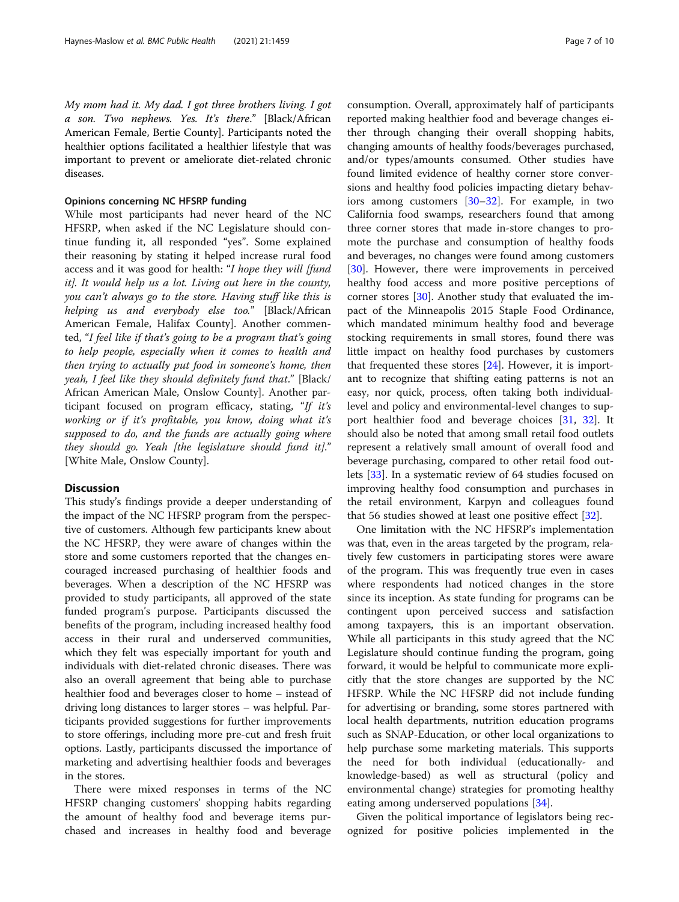*My mom had it. My dad. I got three brothers living. I got a son. Two nephews. Yes. It's there*." [Black/African American Female, Bertie County]. Participants noted the healthier options facilitated a healthier lifestyle that was important to prevent or ameliorate diet-related chronic diseases.

#### Opinions concerning NC HFSRP funding

While most participants had never heard of the NC HFSRP, when asked if the NC Legislature should continue funding it, all responded "yes". Some explained their reasoning by stating it helped increase rural food access and it was good for health: "*I hope they will [fund it]. It would help us a lot. Living out here in the county, you can't always go to the store. Having stuff like this is helping us and everybody else too.*" [Black/African American Female, Halifax County]. Another commented, "*I feel like if that's going to be a program that's going to help people, especially when it comes to health and then trying to actually put food in someone's home, then yeah, I feel like they should definitely fund that.*" [Black/African American Male, Onslow County]. Another participant focused on program efficacy, stating, "*If it's working or if it's profitable, you know, doing what it's supposed to do, and the funds are actually going where they should go. Yeah [the legislature should fund it].*" [White Male, Onslow County].

## Discussion

This study's findings provide a deeper understanding of the impact of the NC HFSRP program from the perspective of customers. Although few participants knew about the NC HFSRP, they were aware of changes within the store and some customers reported that the changes encouraged increased purchasing of healthier foods and beverages. When a description of the NC HFSRP was provided to study participants, all approved of the state funded program's purpose. Participants discussed the benefits of the program, including increased healthy food access in their rural and underserved communities, which they felt was especially important for youth and individuals with diet-related chronic diseases. There was also an overall agreement that being able to purchase healthier food and beverages closer to home – instead of driving long distances to larger stores – was helpful. Participants provided suggestions for further improvements to store offerings, including more pre-cut and fresh fruit options. Lastly, participants discussed the importance of marketing and advertising healthier foods and beverages in the stores.

There were mixed responses in terms of the NC HFSRP changing customers' shopping habits regarding the amount of healthy food and beverage items purchased and increases in healthy food and beverage consumption. Overall, approximately half of participants reported making healthier food and beverage changes either through changing their overall shopping habits, changing amounts of healthy foods/beverages purchased, and/or types/amounts consumed. Other studies have found limited evidence of healthy corner store conversions and healthy food policies impacting dietary behaviors among customers [30–32]. For example, in two California food swamps, researchers found that among three corner stores that made in-store changes to promote the purchase and consumption of healthy foods and beverages, no changes were found among customers [30]. However, there were improvements in perceived healthy food access and more positive perceptions of corner stores [30]. Another study that evaluated the impact of the Minneapolis 2015 Staple Food Ordinance, which mandated minimum healthy food and beverage stocking requirements in small stores, found there was little impact on healthy food purchases by customers that frequented these stores [24]. However, it is important to recognize that shifting eating patterns is not an easy, nor quick, process, often taking both individual-level and policy and environmental-level changes to support healthier food and beverage choices [31, 32]. It should also be noted that among small retail food outlets represent a relatively small amount of overall food and beverage purchasing, compared to other retail food outlets [33]. In a systematic review of 64 studies focused on improving healthy food consumption and purchases in the retail environment, Karpyn and colleagues found that 56 studies showed at least one positive effect [32].

One limitation with the NC HFSRP's implementation was that, even in the areas targeted by the program, relatively few customers in participating stores were aware of the program. This was frequently true even in cases where respondents had noticed changes in the store since its inception. As state funding for programs can be contingent upon perceived success and satisfaction among taxpayers, this is an important observation. While all participants in this study agreed that the NC Legislature should continue funding the program, going forward, it would be helpful to communicate more explicitly that the store changes are supported by the NC HFSRP. While the NC HFSRP did not include funding for advertising or branding, some stores partnered with local health departments, nutrition education programs such as SNAP-Education, or other local organizations to help purchase some marketing materials. This supports the need for both individual (educationally- and knowledge-based) as well as structural (policy and environmental change) strategies for promoting healthy eating among underserved populations [34].

Given the political importance of legislators being recognized for positive policies implemented in the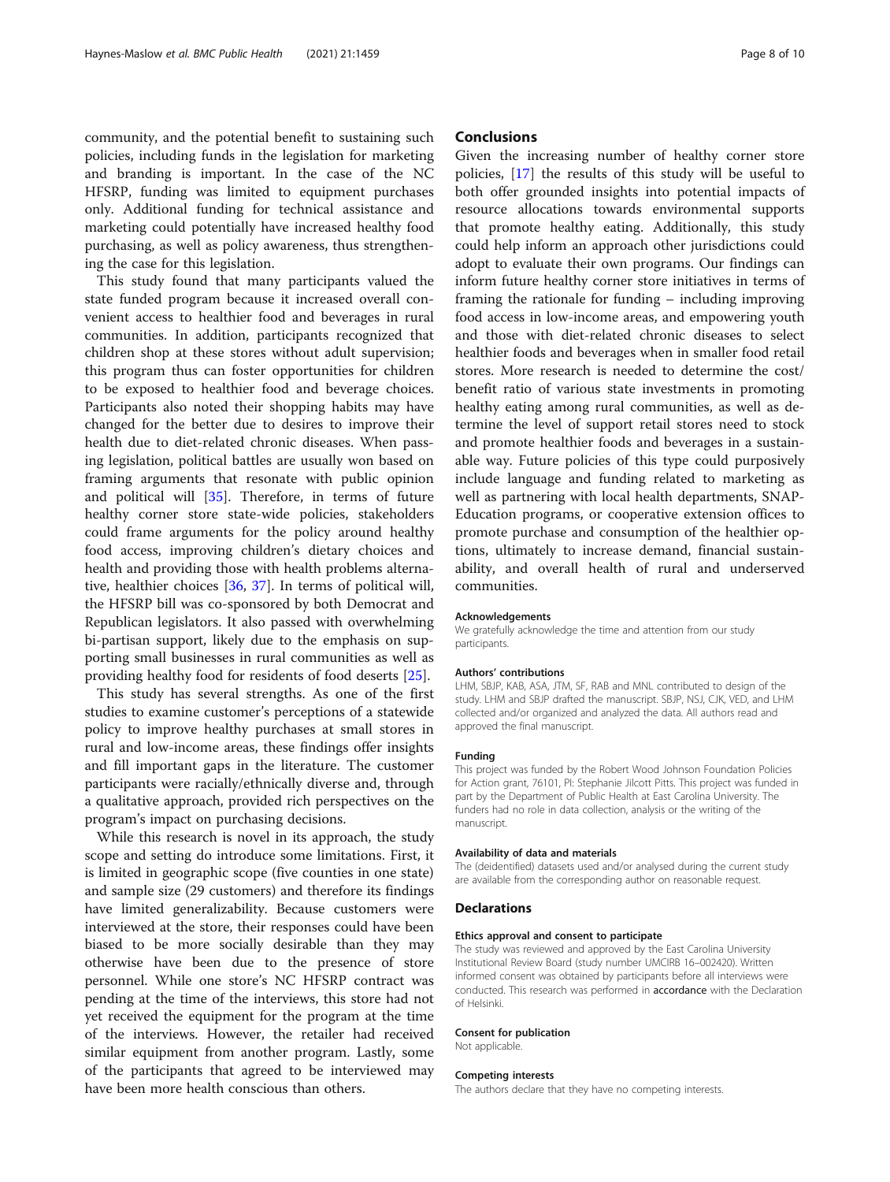community, and the potential benefit to sustaining such policies, including funds in the legislation for marketing and branding is important. In the case of the NC HFSRP, funding was limited to equipment purchases only. Additional funding for technical assistance and marketing could potentially have increased healthy food purchasing, as well as policy awareness, thus strengthening the case for this legislation.

This study found that many participants valued the state funded program because it increased overall convenient access to healthier food and beverages in rural communities. In addition, participants recognized that children shop at these stores without adult supervision; this program thus can foster opportunities for children to be exposed to healthier food and beverage choices. Participants also noted their shopping habits may have changed for the better due to desires to improve their health due to diet-related chronic diseases. When passing legislation, political battles are usually won based on framing arguments that resonate with public opinion and political will [35]. Therefore, in terms of future healthy corner store state-wide policies, stakeholders could frame arguments for the policy around healthy food access, improving children's dietary choices and health and providing those with health problems alternative, healthier choices [36, 37]. In terms of political will, the HFSRP bill was co-sponsored by both Democrat and Republican legislators. It also passed with overwhelming bi-partisan support, likely due to the emphasis on supporting small businesses in rural communities as well as providing healthy food for residents of food deserts [25].

This study has several strengths. As one of the first studies to examine customer's perceptions of a statewide policy to improve healthy purchases at small stores in rural and low-income areas, these findings offer insights and fill important gaps in the literature. The customer participants were racially/ethnically diverse and, through a qualitative approach, provided rich perspectives on the program's impact on purchasing decisions.

While this research is novel in its approach, the study scope and setting do introduce some limitations. First, it is limited in geographic scope (five counties in one state) and sample size (29 customers) and therefore its findings have limited generalizability. Because customers were interviewed at the store, their responses could have been biased to be more socially desirable than they may otherwise have been due to the presence of store personnel. While one store's NC HFSRP contract was pending at the time of the interviews, this store had not yet received the equipment for the program at the time of the interviews. However, the retailer had received similar equipment from another program. Lastly, some of the participants that agreed to be interviewed may have been more health conscious than others.

## Conclusions

Given the increasing number of healthy corner store policies, [17] the results of this study will be useful to both offer grounded insights into potential impacts of resource allocations towards environmental supports that promote healthy eating. Additionally, this study could help inform an approach other jurisdictions could adopt to evaluate their own programs. Our findings can inform future healthy corner store initiatives in terms of framing the rationale for funding – including improving food access in low-income areas, and empowering youth and those with diet-related chronic diseases to select healthier foods and beverages when in smaller food retail stores. More research is needed to determine the cost/benefit ratio of various state investments in promoting healthy eating among rural communities, as well as determine the level of support retail stores need to stock and promote healthier foods and beverages in a sustainable way. Future policies of this type could purposively include language and funding related to marketing as well as partnering with local health departments, SNAP-Education programs, or cooperative extension offices to promote purchase and consumption of the healthier options, ultimately to increase demand, financial sustainability, and overall health of rural and underserved communities.

#### Acknowledgements

We gratefully acknowledge the time and attention from our study participants.

#### Authors' contributions

LHM, SBJP, KAB, ASA, JTM, SF, RAB and MNL contributed to design of the study. LHM and SBJP drafted the manuscript. SBJP, NSJ, CJK, VED, and LHM collected and/or organized and analyzed the data. All authors read and approved the final manuscript.

#### Funding

This project was funded by the Robert Wood Johnson Foundation Policies for Action grant, 76101, PI: Stephanie Jilcott Pitts. This project was funded in part by the Department of Public Health at East Carolina University. The funders had no role in data collection, analysis or the writing of the manuscript.

#### Availability of data and materials

The (deidentified) datasets used and/or analysed during the current study are available from the corresponding author on reasonable request.

## Declarations

#### Ethics approval and consent to participate

The study was reviewed and approved by the East Carolina University Institutional Review Board (study number UMCIRB 16–002420). Written informed consent was obtained by participants before all interviews were conducted. This research was performed in accordance with the Declaration of Helsinki.

#### Consent for publication

Not applicable.

#### Competing interests

The authors declare that they have no competing interests.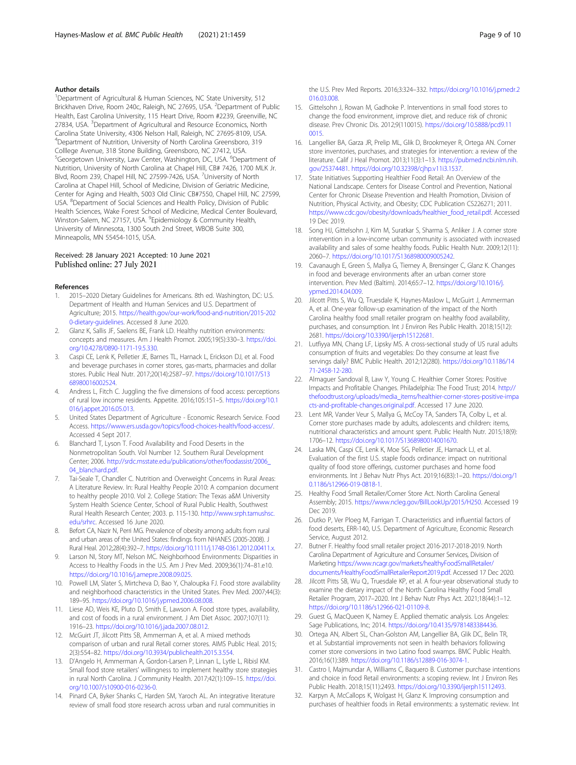### Author details

[1]Department of Agricultural & Human Sciences, NC State University, 512 Brickhaven Drive, Room 240c, Raleigh, NC 27695, USA. [2]Department of Public Health, East Carolina University, 115 Heart Drive, Room #2239, Greenville, NC 27834, USA. [3]Department of Agricultural and Resource Economics, North Carolina State University, 4306 Nelson Hall, Raleigh, NC 27695-8109, USA. [4]Department of Nutrition, University of North Carolina Greensboro, 319 Colllege Avenue, 318 Stone Building, Greensboro, NC 27412, USA. [5]Georgetown University, Law Center, Washington, DC, USA. [6]Department of Nutrition, University of North Carolina at Chapel Hill, CB# 7426, 1700 MLK Jr. Blvd, Room 239, Chapel Hill, NC 27599-7426, USA. [7]University of North Carolina at Chapel Hill, School of Medicine, Division of Geriatric Medicine, Center for Aging and Health, 5003 Old Clinic CB#7550, Chapel Hill, NC 27599, USA. [8]Department of Social Sciences and Health Policy, Division of Public Health Sciences, Wake Forest School of Medicine, Medical Center Boulevard, Winston-Salem, NC 27157, USA. [9]Epidemiology & Community Health, University of Minnesota, 1300 South 2nd Street, WBOB Suite 300, Minneapolis, MN 55454-1015, USA.

Received: 28 January 2021 Accepted: 10 June 2021
Published online: 27 July 2021

### References

1. 2015–2020 Dietary Guidelines for Americans. 8th ed. Washington, DC: U.S. Department of Health and Human Services and U.S. Department of Agriculture; 2015. https://health.gov/our-work/food-and-nutrition/2015-2020-dietary-guidelines. Accessed 8 June 2020.
2. Glanz K, Sallis JF, Saelens BE, Frank LD. Healthy nutrition environments: concepts and measures. Am J Health Promot. 2005;19(5):330–3. https://doi.org/10.4278/0890-1171-19.5.330.
3. Caspi CE, Lenk K, Pelletier JE, Barnes TL, Harnack L, Erickson DJ, et al. Food and beverage purchases in corner stores, gas-marts, pharmacies and dollar stores. Public Heal Nutr. 2017;20(14):2587–97. https://doi.org/10.1017/S1368980016002524.
4. Andress L, Fitch C. Juggling the five dimensions of food access: perceptions of rural low income residents. Appetite. 2016;105:151–5. https://doi.org/10.1016/j.appet.2016.05.013.
5. United States Department of Agriculture - Economic Research Service. Food Access. https://www.ers.usda.gov/topics/food-choices-health/food-access/. Accessed 4 Sept 2017.
6. Blanchard T, Lyson T. Food Availability and Food Deserts in the Nonmetropolitan South. Vol Number 12. Southern Rural Development Center; 2006. http://srdc.msstate.edu/publications/other/foodassist/2006_04_blanchard.pdf.
7. Tai-Seale T, Chandler C. Nutrition and Overweight Concerns in Rural Areas: A Literature Review. In: Rural Healthy People 2010: A companion document to healthy people 2010. Vol 2. College Station: The Texas a&M University System Health Science Center, School of Rural Public Health, Southwest Rural Health Research Center; 2003. p. 115-130. http://www.srph.tamushsc.edu/srhrc. Accessed 16 June 2020.
8. Befort CA, Nazir N, Perri MG. Prevalence of obesity among adults from rural and urban areas of the United States: findings from NHANES (2005-2008). J Rural Heal. 2012;28(4):392–7. https://doi.org/10.1111/j.1748-0361.2012.00411.x.
9. Larson NI, Story MT, Nelson MC. Neighborhood Environments: Disparities in Access to Healthy Foods in the U.S. Am J Prev Med. 2009;36(1):74–81.e10. https://doi.org/10.1016/j.amepre.2008.09.025.
10. Powell LM, Slater S, Mirtcheva D, Bao Y, Chaloupka FJ. Food store availability and neighborhood characteristics in the United States. Prev Med. 2007;44(3):189–95. https://doi.org/10.1016/j.ypmed.2006.08.008.
11. Liese AD, Weis KE, Pluto D, Smith E, Lawson A. Food store types, availability, and cost of foods in a rural environment. J Am Diet Assoc. 2007;107(11):1916–23. https://doi.org/10.1016/j.jada.2007.08.012.
12. McGuirt JT, Jilcott Pitts SB, Ammerman A, et al. A mixed methods comparison of urban and rural Retail corner stores. AIMS Public Heal. 2015;2(3):554–82. https://doi.org/10.3934/publichealth.2015.3.554.
13. D'Angelo H, Ammerman A, Gordon-Larsen P, Linnan L, Lytle L, Ribisl KM. Small food store retailers' willingness to implement healthy store strategies in rural North Carolina. J Community Health. 2017;42(1):109–15. https://doi.org/10.1007/s10900-016-0236-0.
14. Pinard CA, Byker Shanks C, Harden SM, Yaroch AL. An integrative literature review of small food store research across urban and rural communities in the U.S. Prev Med Reports. 2016;3:324–332. https://doi.org/10.1016/j.pmedr.2016.03.008.
15. Gittelsohn J, Rowan M, Gadhoke P. Interventions in small food stores to change the food environment, improve diet, and reduce risk of chronic disease. Prev Chronic Dis. 2012;9(110015). https://doi.org/10.5888/pcd9.110015.
16. Langellier BA, Garza JR, Prelip ML, Glik D, Brookmeyer R, Ortega AN. Corner store inventories, purchases, and strategies for intervention: a review of the literature. Calif J Heal Promot. 2013;11(3):1–13. https://pubmed.ncbi.nlm.nih.gov/25374481. https://doi.org/10.32398/cjhp.v11i3.1537.
17. State Initiatives Supporting Healthier Food Retail: An Overview of the National Landscape. Centers for Disease Control and Prevention, National Center for Chronic Disease Prevention and Health Promotion, Division of Nutrition, Physical Activity, and Obesity; CDC Publication CS226271; 2011. https://www.cdc.gov/obesity/downloads/healthier_food_retail.pdf. Accessed 19 Dec 2019.
18. Song HJ, Gittelsohn J, Kim M, Suratkar S, Sharma S, Anliker J. A corner store intervention in a low-income urban community is associated with increased availability and sales of some healthy foods. Public Health Nutr. 2009;12(11):2060–7. https://doi.org/10.1017/S1368980009005242.
19. Cavanaugh E, Green S, Mallya G, Tierney A, Brensinger C, Glanz K. Changes in food and beverage environments after an urban corner store intervention. Prev Med (Baltim). 2014;65:7–12. https://doi.org/10.1016/j.ypmed.2014.04.009.
20. Jilcott Pitts S, Wu Q, Truesdale K, Haynes-Maslow L, McGuirt J, Ammerman A, et al. One-year follow-up examination of the impact of the North Carolina healthy food small retailer program on healthy food availability, purchases, and consumption. Int J Environ Res Public Health. 2018;15(12):2681. https://doi.org/10.3390/ijerph15122681.
21. Lutfiyya MN, Chang LF, Lipsky MS. A cross-sectional study of US rural adults consumption of fruits and vegetables: Do they consume at least five servings daily? BMC Public Health. 2012;12(280). https://doi.org/10.1186/1471-2458-12-280.
22. Almaguer Sandoval B, Law Y, Young C. Healthier Corner Stores: Positive Impacts and Profitable Changes. Philadelphia: The Food Trust; 2014. http://thefoodtrust.org/uploads/media_items/healthier-corner-stores-positive-impacts-and-profitable-changes.original.pdf. Accessed 17 June 2020.
23. Lent MR, Vander Veur S, Mallya G, McCoy TA, Sanders TA, Colby L, et al. Corner store purchases made by adults, adolescents and children: items, nutritional characteristics and amount spent. Public Health Nutr. 2015;18(9):1706–12. https://doi.org/10.1017/S1368980014001670.
24. Laska MN, Caspi CE, Lenk K, Moe SG, Pelletier JE, Harnack LJ, et al. Evaluation of the first U.S. staple foods ordinance: impact on nutritional quality of food store offerings, customer purchases and home food environments. Int J Behav Nutr Phys Act. 2019;16(83):1–20. https://doi.org/10.1186/s12966-019-0818-1.
25. Healthy Food Small Retailer/Corner Store Act. North Carolina General Assembly; 2015. https://www.ncleg.gov/BillLookUp/2015/H250. Accessed 19 Dec 2019.
26. Dutko P, Ver Ploeg M, Farrigan T. Characteristics and influential factors of food deserts, ERR-140, U.S. Department of Agriculture, Economic Research Service, August 2012.
27. Butner F. Healthy food small retailer project 2016-2017-2018-2019. North Carolina Department of Agriculture and Consumer Services, Division of Marketing https://www.ncagr.gov/markets/healthyFoodSmallRetailer/documents/HealthyFoodSmallRetailerReport2019.pdf. Accessed 17 Dec 2020.
28. Jilcott Pitts SB, Wu Q, Truesdale KP, et al. A four-year observational study to examine the dietary impact of the North Carolina Healthy Food Small Retailer Program, 2017–2020. Int J Behav Nutr Phys Act. 2021;18(44):1–12. https://doi.org/10.1186/s12966-021-01109-8.
29. Guest G, MacQueen K, Namey E. Applied thematic analysis. Los Angeles: Sage Publications, Inc; 2014. https://doi.org/10.4135/9781483384436.
30. Ortega AN, Albert SL, Chan-Golston AM, Langellier BA, Glik DC, Belin TR, et al. Substantial improvements not seen in health behaviors following corner store conversions in two Latino food swamps. BMC Public Health. 2016;16(1):389. https://doi.org/10.1186/s12889-016-3074-1.
31. Castro I, Majmundar A, Williams C, Baquero B. Customer purchase intentions and choice in food Retail environments: a scoping review. Int J Environ Res Public Health. 2018;15(11):2493. https://doi.org/10.3390/ijerph15112493.
32. Karpyn A, McCallops K, Wolgast H, Glanz K. Improving consumption and purchases of healthier foods in Retail environments: a systematic review. Int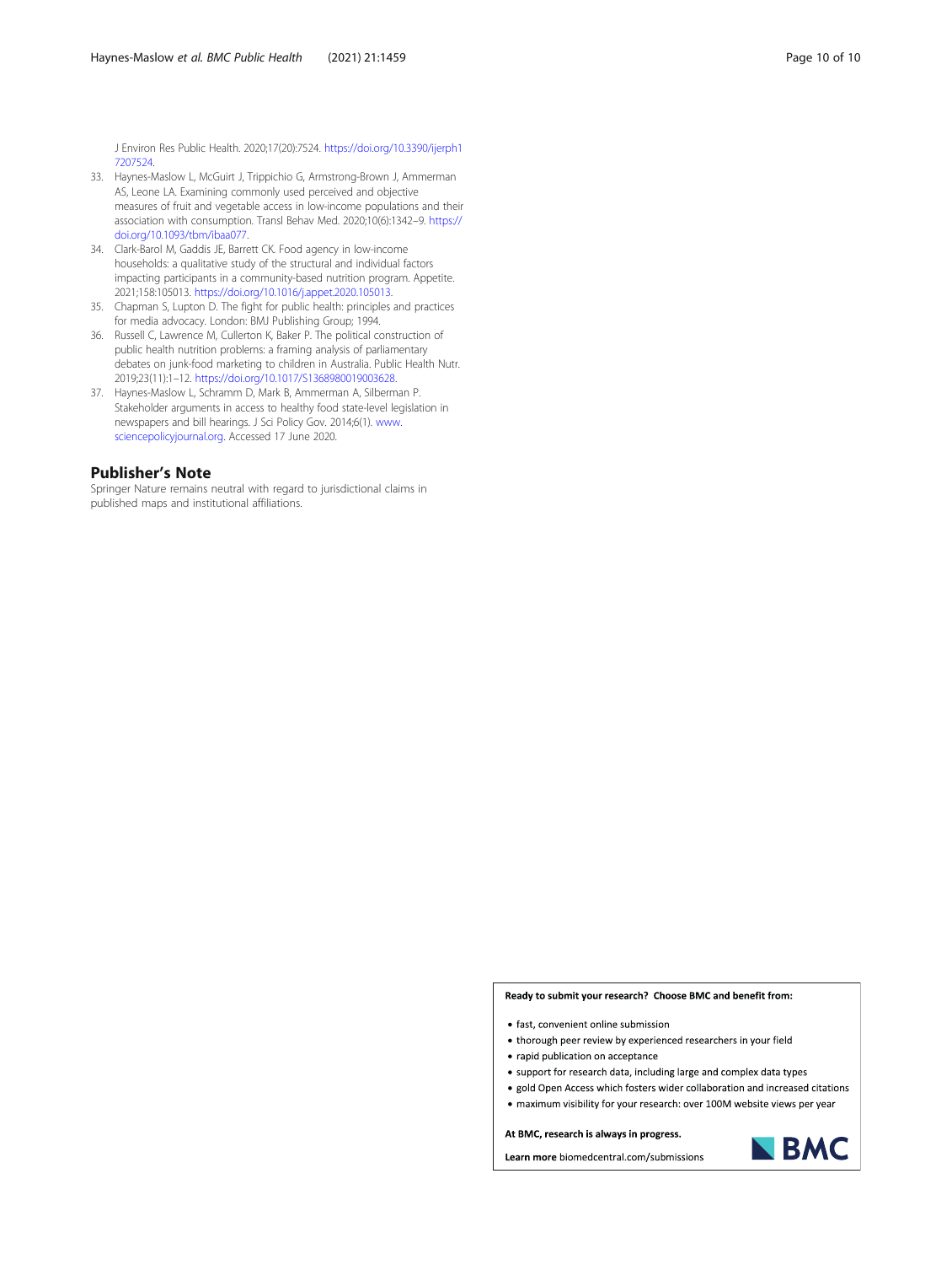J Environ Res Public Health. 2020;17(20):7524. https://doi.org/10.3390/ijerph17207524.

33. Haynes-Maslow L, McGuirt J, Trippichio G, Armstrong-Brown J, Ammerman AS, Leone LA. Examining commonly used perceived and objective measures of fruit and vegetable access in low-income populations and their association with consumption. Transl Behav Med. 2020;10(6):1342–9. https://doi.org/10.1093/tbm/ibaa077.
34. Clark-Barol M, Gaddis JE, Barrett CK. Food agency in low-income households: a qualitative study of the structural and individual factors impacting participants in a community-based nutrition program. Appetite. 2021;158:105013. https://doi.org/10.1016/j.appet.2020.105013.
35. Chapman S, Lupton D. The fight for public health: principles and practices for media advocacy. London: BMJ Publishing Group; 1994.
36. Russell C, Lawrence M, Cullerton K, Baker P. The political construction of public health nutrition problems: a framing analysis of parliamentary debates on junk-food marketing to children in Australia. Public Health Nutr. 2019;23(11):1–12. https://doi.org/10.1017/S1368980019003628.
37. Haynes-Maslow L, Schramm D, Mark B, Ammerman A, Silberman P. Stakeholder arguments in access to healthy food state-level legislation in newspapers and bill hearings. J Sci Policy Gov. 2014;6(1). www.sciencepolicyjournal.org. Accessed 17 June 2020.

## Publisher's Note

Springer Nature remains neutral with regard to jurisdictional claims in published maps and institutional affiliations.

**Ready to submit your research? Choose BMC and benefit from:**

- fast, convenient online submission
- thorough peer review by experienced researchers in your field
- rapid publication on acceptance
- support for research data, including large and complex data types
- gold Open Access which fosters wider collaboration and increased citations
- maximum visibility for your research: over 100M website views per year

**At BMC, research is always in progress.**

**Learn more** biomedcentral.com/submissions

BMC